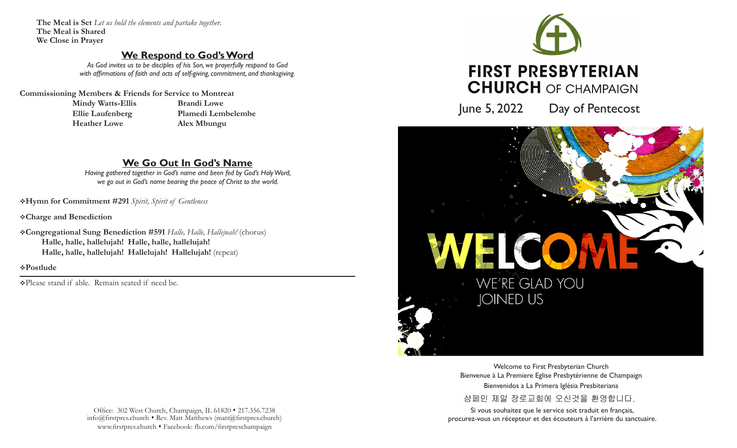**The Meal is Set** *Let us hold the elements and partake together.*
**The Meal is Shared**
**We Close in Prayer**

## We Respond to God's Word

*As God invites us to be disciples of his Son, we prayerfully respond to God with affirmations of faith and acts of self-giving, commitment, and thanksgiving.*

**Commissioning Members & Friends for Service to Montreat**

| | |
|---|---|
| **Mindy Watts-Ellis** | **Brandi Lowe** |
| **Ellie Laufenberg** | **Plamedi Lembelembe** |
| **Heather Lowe** | **Alex Mbungu** |

## We Go Out In God's Name

*Having gathered together in God's name and been fed by God's Holy Word, we go out in God's name bearing the peace of Christ to the world.*

❖**Hymn for Commitment #291** *Spirit, Spirit of Gentleness*

❖**Charge and Benediction**

❖**Congregational Sung Benediction #591** *Halle, Halle, Hallejuah!* (chorus)
**Halle, halle, hallelujah! Halle, halle, hallelujah!**
**Halle, halle, hallelujah! Hallelujah! Hallelujah!** (repeat)

❖**Postlude**

---

❖Please stand if able. Remain seated if need be.

Office: 302 West Church, Champaign, IL 61820 • 217.356.7238
info@firstpres.church • Rev. Matt Matthews (matt@firstpres.church)
www.firstpres.church • Facebook: fb.com/firstpreschampaign

# FIRST PRESBYTERIAN CHURCH OF CHAMPAIGN

June 5, 2022 Day of Pentecost

WELCOME
WE'RE GLAD YOU JOINED US

Welcome to First Presbyterian Church
Bienvenue à La Premiere Eglise Presbytérienne de Champaign
Bienvenidos a La Primera Iglésia Presbiteriana
샴페인 제일 장로교회에 오신것을 환영합니다.
Si vous souhaitez que le service soit traduit en français, procurez-vous un récepteur et des écouteurs à l'arrière du sanctuaire.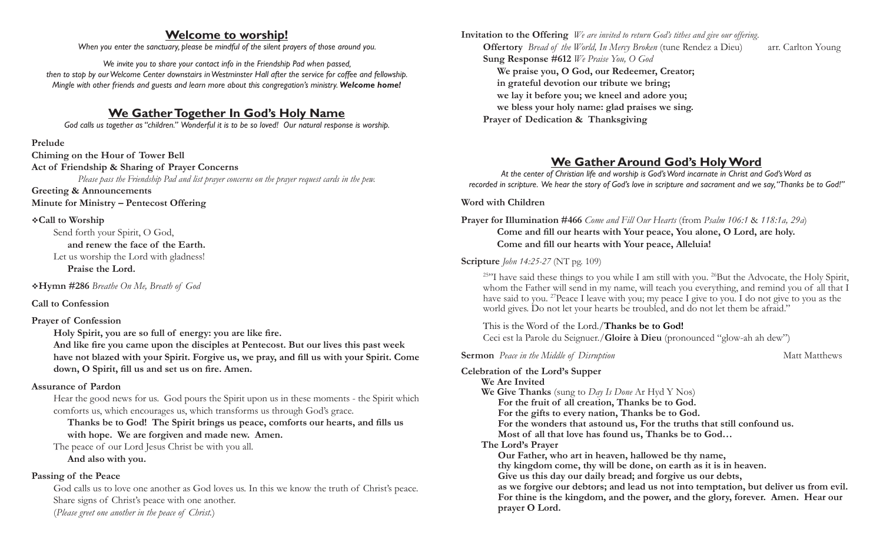## Welcome to worship!

*When you enter the sanctuary, please be mindful of the silent prayers of those around you.*

*We invite you to share your contact info in the Friendship Pad when passed, then to stop by our Welcome Center downstairs in Westminster Hall after the service for coffee and fellowship. Mingle with other friends and guests and learn more about this congregation's ministry.* ***Welcome home!***

## We Gather Together In God's Holy Name

*God calls us together as "children." Wonderful it is to be so loved! Our natural response is worship.*

**Prelude**

**Chiming on the Hour of Tower Bell**

**Act of Friendship & Sharing of Prayer Concerns**

*Please pass the Friendship Pad and list prayer concerns on the prayer request cards in the pew.*

**Greeting & Announcements**

**Minute for Ministry – Pentecost Offering**

❖**Call to Worship**

Send forth your Spirit, O God,
**and renew the face of the Earth.**
Let us worship the Lord with gladness!
**Praise the Lord.**

❖**Hymn #286** *Breathe On Me, Breath of God*

**Call to Confession**

**Prayer of Confession**

**Holy Spirit, you are so full of energy: you are like fire.**
**And like fire you came upon the disciples at Pentecost. But our lives this past week have not blazed with your Spirit. Forgive us, we pray, and fill us with your Spirit. Come down, O Spirit, fill us and set us on fire. Amen.**

**Assurance of Pardon**

Hear the good news for us. God pours the Spirit upon us in these moments - the Spirit which comforts us, which encourages us, which transforms us through God's grace.
**Thanks be to God! The Spirit brings us peace, comforts our hearts, and fills us with hope. We are forgiven and made new. Amen.**
The peace of our Lord Jesus Christ be with you all.
**And also with you.**

**Passing of the Peace**

God calls us to love one another as God loves us. In this we know the truth of Christ's peace. Share signs of Christ's peace with one another.
(*Please greet one another in the peace of Christ.*)

**Invitation to the Offering** *We are invited to return God's tithes and give our offering.*

**Offertory** *Bread of the World, In Mercy Broken* (tune Rendez a Dieu) arr. Carlton Young

**Sung Response #612** *We Praise You, O God*

**We praise you, O God, our Redeemer, Creator;**
**in grateful devotion our tribute we bring;**
**we lay it before you; we kneel and adore you;**
**we bless your holy name: glad praises we sing.**

**Prayer of Dedication & Thanksgiving**

## We Gather Around God's Holy Word

*At the center of Christian life and worship is God's Word incarnate in Christ and God's Word as recorded in scripture. We hear the story of God's love in scripture and sacrament and we say, "Thanks be to God!"*

**Word with Children**

**Prayer for Illumination #466** *Come and Fill Our Hearts* (from *Psalm 106:1* & *118:1a, 29a*)

**Come and fill our hearts with Your peace, You alone, O Lord, are holy.**
**Come and fill our hearts with Your peace, Alleluia!**

**Scripture** *John 14:25-27* (NT pg. 109)

[25]"I have said these things to you while I am still with you. [26]But the Advocate, the Holy Spirit, whom the Father will send in my name, will teach you everything, and remind you of all that I have said to you. [27]Peace I leave with you; my peace I give to you. I do not give to you as the world gives. Do not let your hearts be troubled, and do not let them be afraid."

This is the Word of the Lord./**Thanks be to God!**
Ceci est la Parole du Seigneur./**Gloire à Dieu** (pronounced "glow-ah ah dew")

**Sermon** *Peace in the Middle of Disruption* Matt Matthews

**Celebration of the Lord's Supper**

**We Are Invited**

**We Give Thanks** (sung to *Day Is Done* Ar Hyd Y Nos)

**For the fruit of all creation, Thanks be to God.**
**For the gifts to every nation, Thanks be to God.**
**For the wonders that astound us, For the truths that still confound us.**
**Most of all that love has found us, Thanks be to God…**

**The Lord's Prayer**

**Our Father, who art in heaven, hallowed be thy name,**
**thy kingdom come, thy will be done, on earth as it is in heaven.**
**Give us this day our daily bread; and forgive us our debts,**
**as we forgive our debtors; and lead us not into temptation, but deliver us from evil.**
**For thine is the kingdom, and the power, and the glory, forever. Amen. Hear our prayer O Lord.**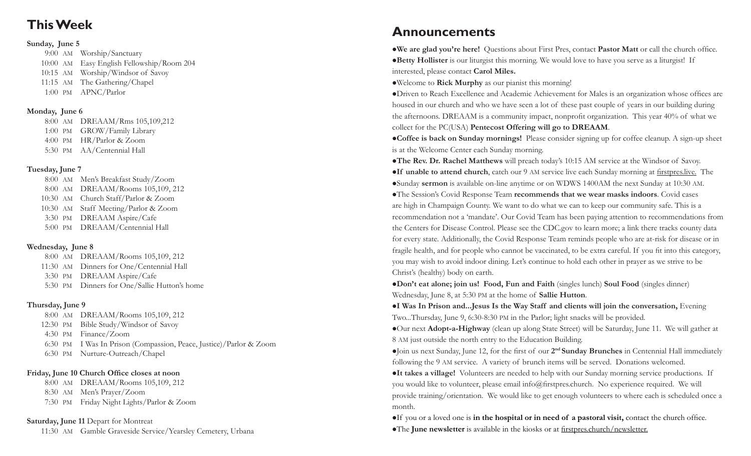## This Week

**Sunday, June 5**

9:00 AM Worship/Sanctuary
10:00 AM Easy English Fellowship/Room 204
10:15 AM Worship/Windsor of Savoy
11:15 AM The Gathering/Chapel
1:00 PM APNC/Parlor

**Monday, June 6**

8:00 AM DREAAM/Rms 105,109,212
1:00 PM GROW/Family Library
4:00 PM HR/Parlor & Zoom
5:30 PM AA/Centennial Hall

**Tuesday, June 7**

8:00 AM Men's Breakfast Study/Zoom
8:00 AM DREAAM/Rooms 105,109, 212
10:30 AM Church Staff/Parlor & Zoom
10:30 AM Staff Meeting/Parlor & Zoom
3:30 PM DREAAM Aspire/Cafe
5:00 PM DREAAM/Centennial Hall

**Wednesday, June 8**

8:00 AM DREAAM/Rooms 105,109, 212
11:30 AM Dinners for One/Centennial Hall
3:30 PM DREAAM Aspire/Cafe
5:30 PM Dinners for One/Sallie Hutton's home

**Thursday, June 9**

8:00 AM DREAAM/Rooms 105,109, 212
12:30 PM Bible Study/Windsor of Savoy
4:30 PM Finance/Zoom
6:30 PM I Was In Prison (Compassion, Peace, Justice)/Parlor & Zoom
6:30 PM Nurture-Outreach/Chapel

**Friday, June 10 Church Office closes at noon**

8:00 AM DREAAM/Rooms 105,109, 212
8:30 AM Men's Prayer/Zoom
7:30 PM Friday Night Lights/Parlor & Zoom

**Saturday, June 11** Depart for Montreat

11:30 AM Gamble Graveside Service/Yearsley Cemetery, Urbana

## Announcements

●**We are glad you're here!** Questions about First Pres, contact **Pastor Matt** or call the church office.

●**Betty Hollister** is our liturgist this morning. We would love to have you serve as a liturgist! If interested, please contact **Carol Miles.**

●Welcome to **Rick Murphy** as our pianist this morning!

●Driven to Reach Excellence and Academic Achievement for Males is an organization whose offices are housed in our church and who we have seen a lot of these past couple of years in our building during the afternoons. DREAAM is a community impact, nonprofit organization. This year 40% of what we collect for the PC(USA) **Pentecost Offering will go to DREAAM**.

●**Coffee is back on Sunday mornings!** Please consider signing up for coffee cleanup. A sign-up sheet is at the Welcome Center each Sunday morning.

●**The Rev. Dr. Rachel Matthews** will preach today's 10:15 AM service at the Windsor of Savoy.

●**If unable to attend church**, catch our 9 AM service live each Sunday morning at firstpres.live. The

●Sunday **sermon** is available on-line anytime or on WDWS 1400AM the next Sunday at 10:30 AM.

●The Session's Covid Response Team **recommends that we wear masks indoors**. Covid cases are high in Champaign County. We want to do what we can to keep our community safe. This is a recommendation not a 'mandate'. Our Covid Team has been paying attention to recommendations from the Centers for Disease Control. Please see the CDC.gov to learn more; a link there tracks county data for every state. Additionally, the Covid Response Team reminds people who are at-risk for disease or in fragile health, and for people who cannot be vaccinated, to be extra careful. If you fit into this category, you may wish to avoid indoor dining. Let's continue to hold each other in prayer as we strive to be Christ's (healthy) body on earth.

●**Don't eat alone; join us! Food, Fun and Faith** (singles lunch) **Soul Food** (singles dinner) Wednesday, June 8, at 5:30 PM at the home of **Sallie Hutton**.

●**I Was In Prison and...Jesus Is the Way Staff and clients will join the conversation,** Evening Two...Thursday, June 9, 6:30-8:30 PM in the Parlor; light snacks will be provided.

●Our next **Adopt-a-Highway** (clean up along State Street) will be Saturday, June 11. We will gather at 8 AM just outside the north entry to the Education Building.

●Join us next Sunday, June 12, for the first of our **2nd Sunday Brunches** in Centennial Hall immediately following the 9 AM service. A variety of brunch items will be served. Donations welcomed.

●**It takes a village!** Volunteers are needed to help with our Sunday morning service productions. If you would like to volunteer, please email info@firstpres.church. No experience required. We will provide training/orientation. We would like to get enough volunteers to where each is scheduled once a month.

●If you or a loved one is **in the hospital or in need of a pastoral visit,** contact the church office.

●The **June newsletter** is available in the kiosks or at firstpres.church/newsletter.